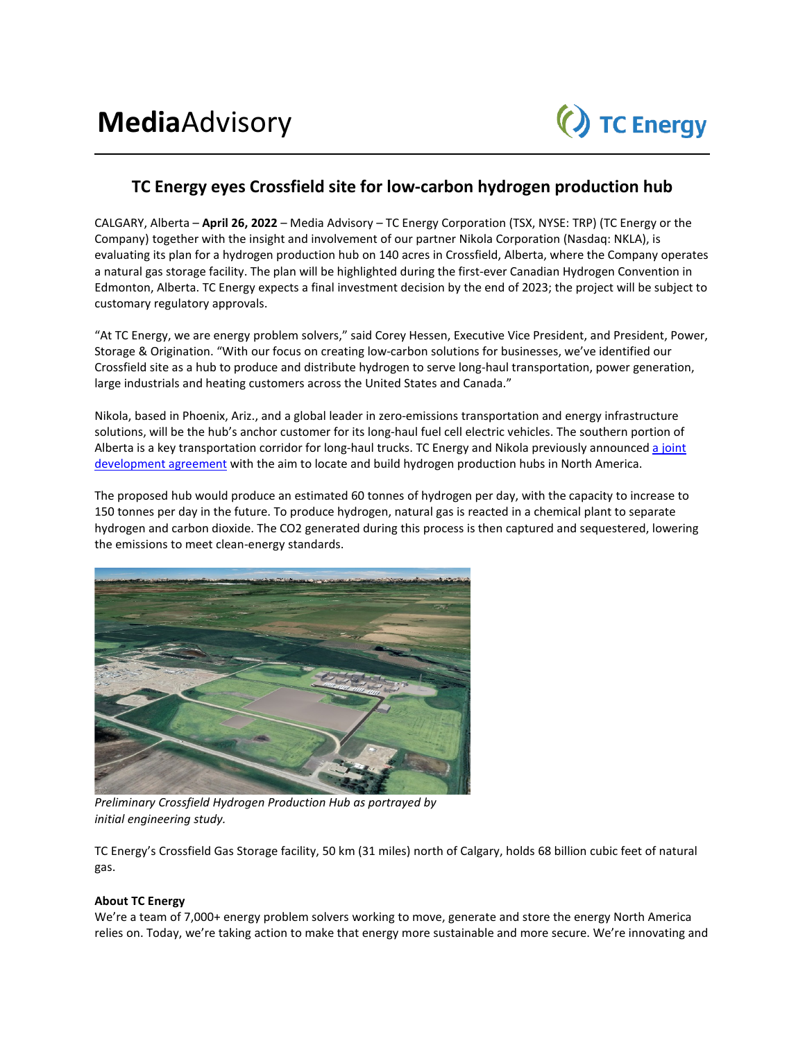**Media**Advisory

# TC Energy eyes Crossfield site for low-carbon hydrogen production hub

CALGARY, Alberta – **April 26, 2022** – Media Advisory – TC Energy Corporation (TSX, NYSE: TRP) (TC Energy or the Company) together with the insight and involvement of our partner Nikola Corporation (Nasdaq: NKLA), is evaluating its plan for a hydrogen production hub on 140 acres in Crossfield, Alberta, where the Company operates a natural gas storage facility. The plan will be highlighted during the first-ever Canadian Hydrogen Convention in Edmonton, Alberta. TC Energy expects a final investment decision by the end of 2023; the project will be subject to customary regulatory approvals.

"At TC Energy, we are energy problem solvers," said Corey Hessen, Executive Vice President, and President, Power, Storage & Origination. "With our focus on creating low-carbon solutions for businesses, we've identified our Crossfield site as a hub to produce and distribute hydrogen to serve long-haul transportation, power generation, large industrials and heating customers across the United States and Canada."

Nikola, based in Phoenix, Ariz., and a global leader in zero-emissions transportation and energy infrastructure solutions, will be the hub's anchor customer for its long-haul fuel cell electric vehicles. The southern portion of Alberta is a key transportation corridor for long-haul trucks. TC Energy and Nikola previously announced a joint development agreement with the aim to locate and build hydrogen production hubs in North America.

The proposed hub would produce an estimated 60 tonnes of hydrogen per day, with the capacity to increase to 150 tonnes per day in the future. To produce hydrogen, natural gas is reacted in a chemical plant to separate hydrogen and carbon dioxide. The $CO_2$ generated during this process is then captured and sequestered, lowering the emissions to meet clean-energy standards.

*Preliminary Crossfield Hydrogen Production Hub as portrayed by initial engineering study.*

TC Energy's Crossfield Gas Storage facility, 50 km (31 miles) north of Calgary, holds 68 billion cubic feet of natural gas.

**About TC Energy**

We're a team of 7,000+ energy problem solvers working to move, generate and store the energy North America relies on. Today, we're taking action to make that energy more sustainable and more secure. We're innovating and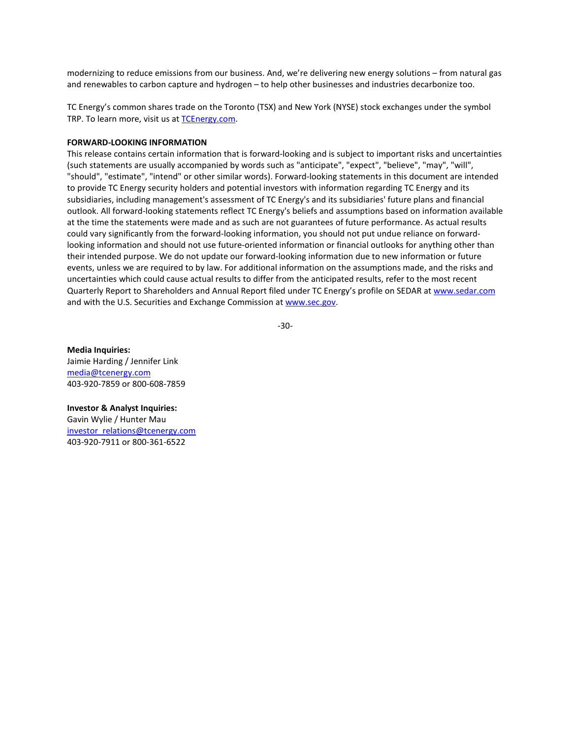modernizing to reduce emissions from our business. And, we're delivering new energy solutions – from natural gas and renewables to carbon capture and hydrogen – to help other businesses and industries decarbonize too.

TC Energy's common shares trade on the Toronto (TSX) and New York (NYSE) stock exchanges under the symbol TRP. To learn more, visit us at [TCEnergy.com](TCEnergy.com).

**FORWARD-LOOKING INFORMATION**

This release contains certain information that is forward-looking and is subject to important risks and uncertainties (such statements are usually accompanied by words such as "anticipate", "expect", "believe", "may", "will", "should", "estimate", "intend" or other similar words). Forward-looking statements in this document are intended to provide TC Energy security holders and potential investors with information regarding TC Energy and its subsidiaries, including management's assessment of TC Energy's and its subsidiaries' future plans and financial outlook. All forward-looking statements reflect TC Energy's beliefs and assumptions based on information available at the time the statements were made and as such are not guarantees of future performance. As actual results could vary significantly from the forward-looking information, you should not put undue reliance on forward-looking information and should not use future-oriented information or financial outlooks for anything other than their intended purpose. We do not update our forward-looking information due to new information or future events, unless we are required to by law. For additional information on the assumptions made, and the risks and uncertainties which could cause actual results to differ from the anticipated results, refer to the most recent Quarterly Report to Shareholders and Annual Report filed under TC Energy's profile on SEDAR at [www.sedar.com](www.sedar.com) and with the U.S. Securities and Exchange Commission at [www.sec.gov](www.sec.gov).

-30-

**Media Inquiries:**
Jaimie Harding / Jennifer Link
[media@tcenergy.com](mailto:media@tcenergy.com)
403-920-7859 or 800-608-7859

**Investor & Analyst Inquiries:**
Gavin Wylie / Hunter Mau
[investor_relations@tcenergy.com](mailto:investor_relations@tcenergy.com)
403-920-7911 or 800-361-6522